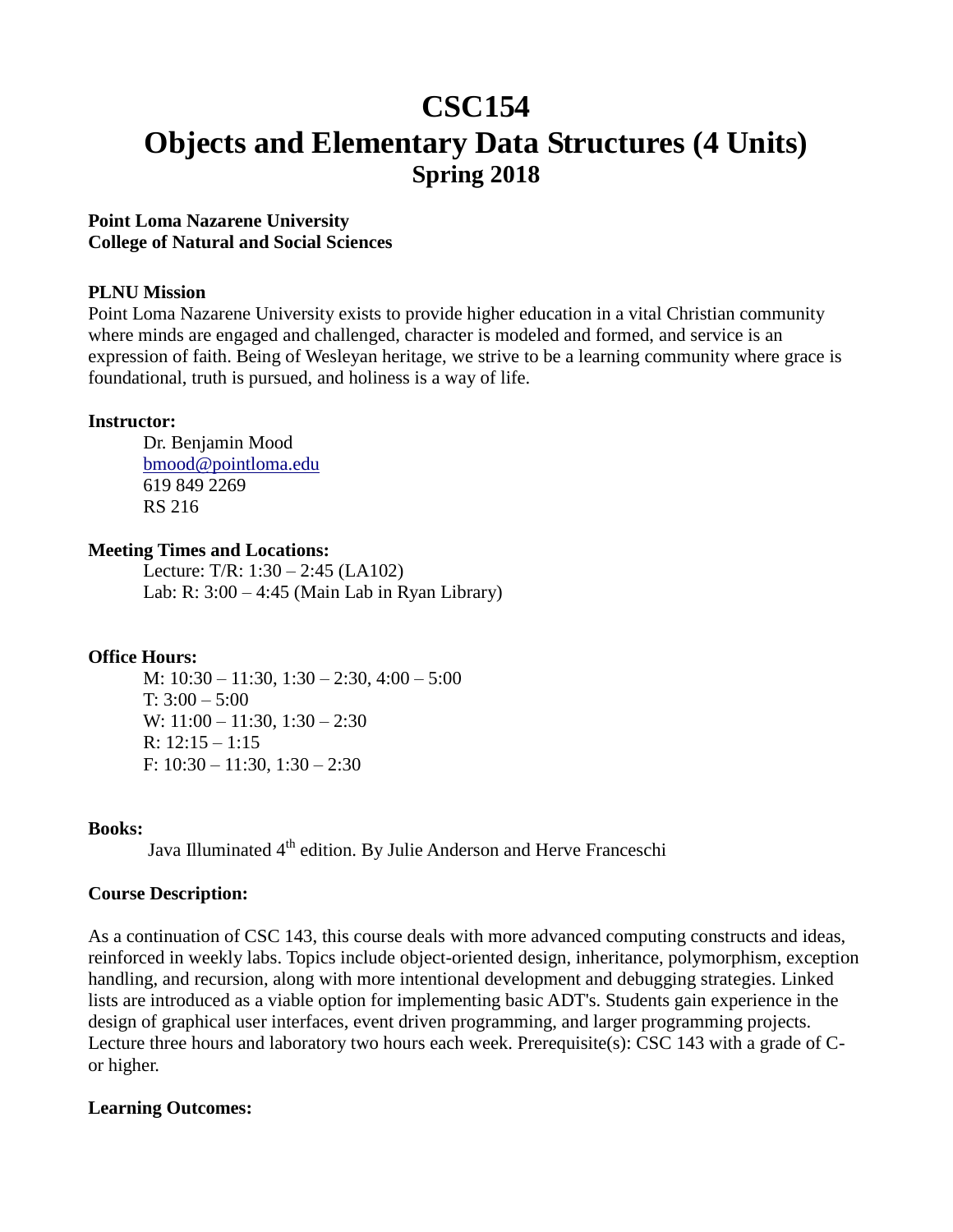# CSC154

# Objects and Elementary Data Structures (4 Units)

## Spring 2018

**Point Loma Nazarene University**
**College of Natural and Social Sciences**

**PLNU Mission**

Point Loma Nazarene University exists to provide higher education in a vital Christian community where minds are engaged and challenged, character is modeled and formed, and service is an expression of faith. Being of Wesleyan heritage, we strive to be a learning community where grace is foundational, truth is pursued, and holiness is a way of life.

**Instructor:**

Dr. Benjamin Mood
bmood@pointloma.edu
619 849 2269
RS 216

**Meeting Times and Locations:**

Lecture: T/R: 1:30 – 2:45 (LA102)
Lab: R: 3:00 – 4:45 (Main Lab in Ryan Library)

**Office Hours:**

M: 10:30 – 11:30, 1:30 – 2:30, 4:00 – 5:00
T: 3:00 – 5:00
W: 11:00 – 11:30, 1:30 – 2:30
R: 12:15 – 1:15
F: 10:30 – 11:30, 1:30 – 2:30

**Books:**

Java Illuminated 4th edition. By Julie Anderson and Herve Franceschi

**Course Description:**

As a continuation of CSC 143, this course deals with more advanced computing constructs and ideas, reinforced in weekly labs. Topics include object-oriented design, inheritance, polymorphism, exception handling, and recursion, along with more intentional development and debugging strategies. Linked lists are introduced as a viable option for implementing basic ADT's. Students gain experience in the design of graphical user interfaces, event driven programming, and larger programming projects. Lecture three hours and laboratory two hours each week. Prerequisite(s): CSC 143 with a grade of C- or higher.

**Learning Outcomes:**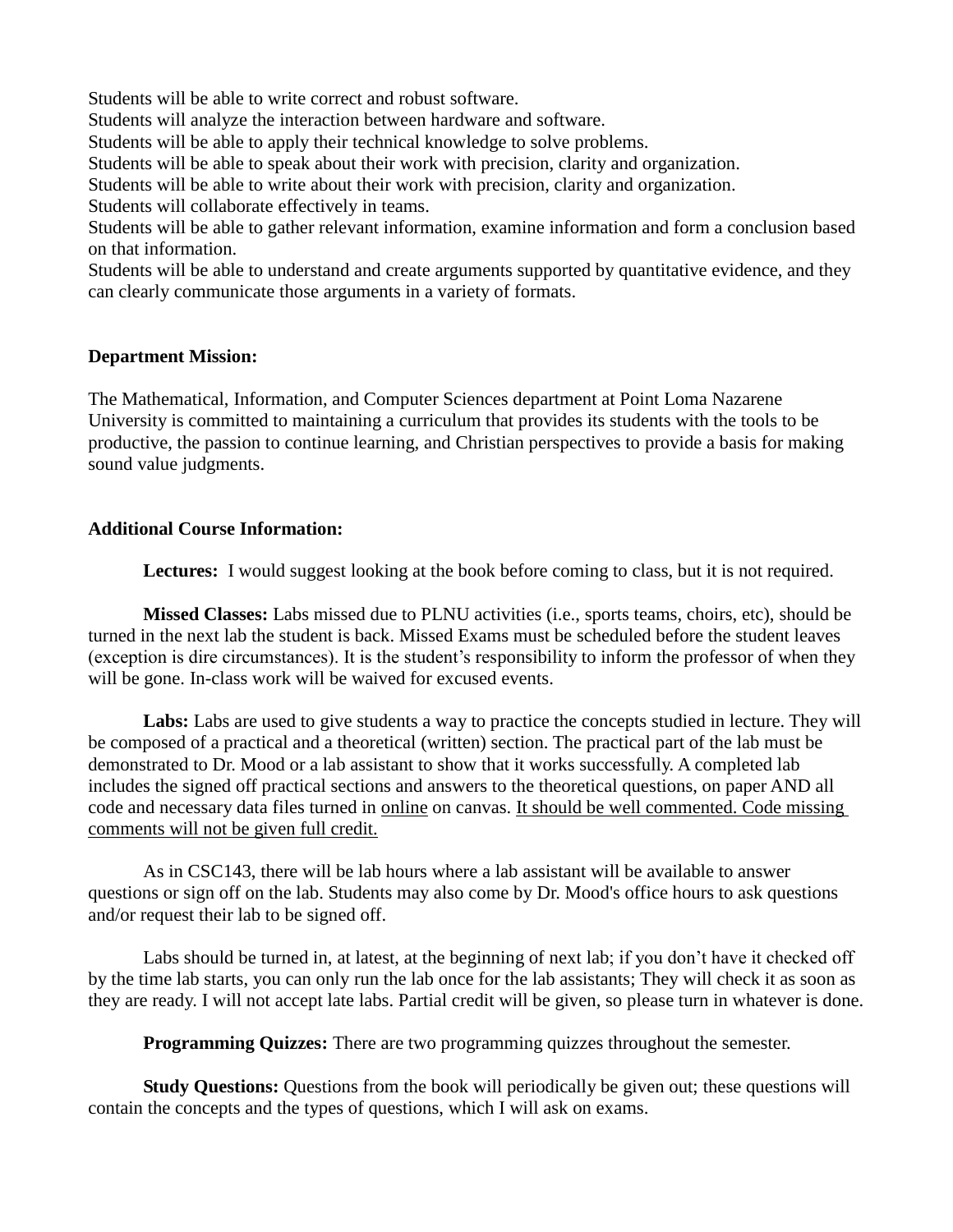Students will be able to write correct and robust software.
Students will analyze the interaction between hardware and software.
Students will be able to apply their technical knowledge to solve problems.
Students will be able to speak about their work with precision, clarity and organization.
Students will be able to write about their work with precision, clarity and organization.
Students will collaborate effectively in teams.
Students will be able to gather relevant information, examine information and form a conclusion based on that information.
Students will be able to understand and create arguments supported by quantitative evidence, and they can clearly communicate those arguments in a variety of formats.

**Department Mission:**

The Mathematical, Information, and Computer Sciences department at Point Loma Nazarene University is committed to maintaining a curriculum that provides its students with the tools to be productive, the passion to continue learning, and Christian perspectives to provide a basis for making sound value judgments.

**Additional Course Information:**

**Lectures:** I would suggest looking at the book before coming to class, but it is not required.

**Missed Classes:** Labs missed due to PLNU activities (i.e., sports teams, choirs, etc), should be turned in the next lab the student is back. Missed Exams must be scheduled before the student leaves (exception is dire circumstances). It is the student's responsibility to inform the professor of when they will be gone. In-class work will be waived for excused events.

**Labs:** Labs are used to give students a way to practice the concepts studied in lecture. They will be composed of a practical and a theoretical (written) section. The practical part of the lab must be demonstrated to Dr. Mood or a lab assistant to show that it works successfully. A completed lab includes the signed off practical sections and answers to the theoretical questions, on paper AND all code and necessary data files turned in <u>online</u> on canvas. <u>It should be well commented. Code missing comments will not be given full credit.</u>

As in CSC143, there will be lab hours where a lab assistant will be available to answer questions or sign off on the lab. Students may also come by Dr. Mood's office hours to ask questions and/or request their lab to be signed off.

Labs should be turned in, at latest, at the beginning of next lab; if you don't have it checked off by the time lab starts, you can only run the lab once for the lab assistants; They will check it as soon as they are ready. I will not accept late labs. Partial credit will be given, so please turn in whatever is done.

**Programming Quizzes:** There are two programming quizzes throughout the semester.

**Study Questions:** Questions from the book will periodically be given out; these questions will contain the concepts and the types of questions, which I will ask on exams.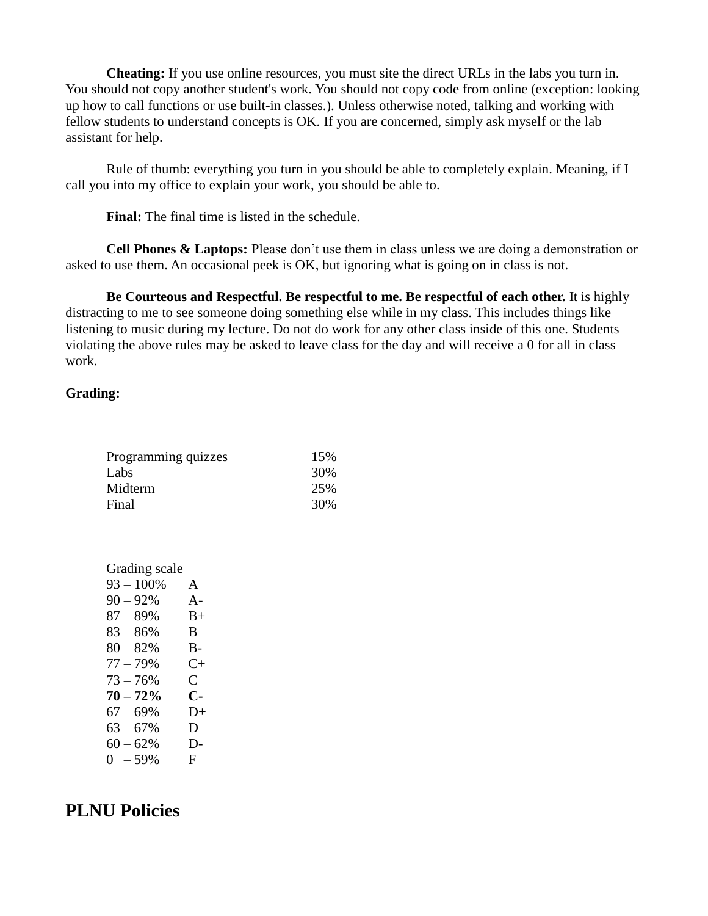**Cheating:** If you use online resources, you must site the direct URLs in the labs you turn in. You should not copy another student's work. You should not copy code from online (exception: looking up how to call functions or use built-in classes.). Unless otherwise noted, talking and working with fellow students to understand concepts is OK. If you are concerned, simply ask myself or the lab assistant for help.

Rule of thumb: everything you turn in you should be able to completely explain. Meaning, if I call you into my office to explain your work, you should be able to.

**Final:** The final time is listed in the schedule.

**Cell Phones & Laptops:** Please don't use them in class unless we are doing a demonstration or asked to use them. An occasional peek is OK, but ignoring what is going on in class is not.

**Be Courteous and Respectful. Be respectful to me. Be respectful of each other.** It is highly distracting to me to see someone doing something else while in my class. This includes things like listening to music during my lecture. Do not do work for any other class inside of this one. Students violating the above rules may be asked to leave class for the day and will receive a 0 for all in class work.

**Grading:**

| | |
|---|---|
| Programming quizzes | 15% |
| Labs | 30% |
| Midterm | 25% |
| Final | 30% |

Grading scale

| | |
|---|---|
| 93 – 100% | A |
| 90 – 92% | A- |
| 87 – 89% | B+ |
| 83 – 86% | B |
| 80 – 82% | B- |
| 77 – 79% | C+ |
| 73 – 76% | C |
| **70 – 72%** | **C-** |
| 67 – 69% | D+ |
| 63 – 67% | D |
| 60 – 62% | D- |
| 0 – 59% | F |

# PLNU Policies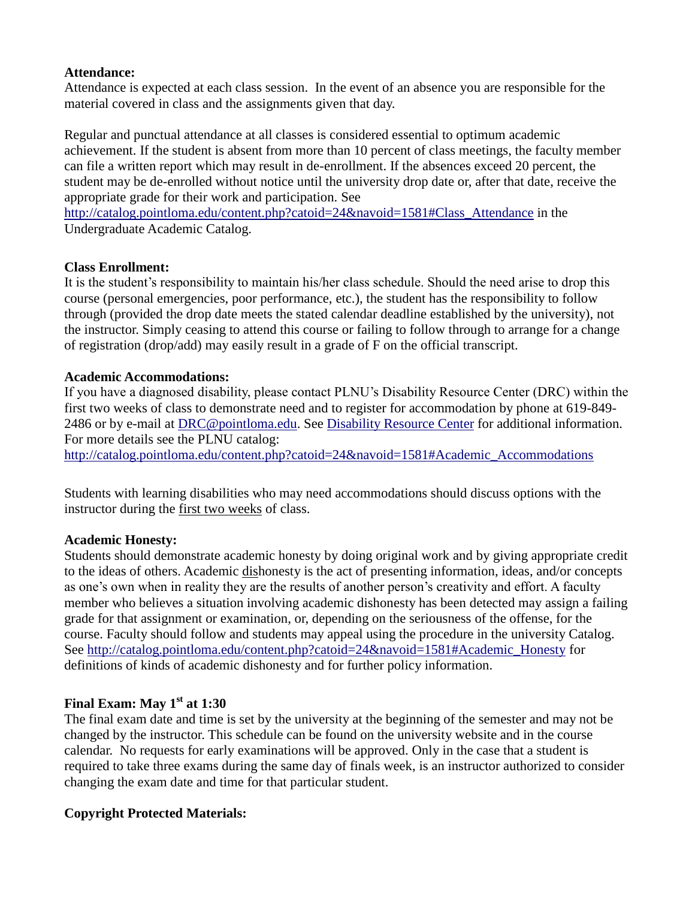**Attendance:**
Attendance is expected at each class session. In the event of an absence you are responsible for the material covered in class and the assignments given that day.

Regular and punctual attendance at all classes is considered essential to optimum academic achievement. If the student is absent from more than 10 percent of class meetings, the faculty member can file a written report which may result in de-enrollment. If the absences exceed 20 percent, the student may be de-enrolled without notice until the university drop date or, after that date, receive the appropriate grade for their work and participation. See http://catalog.pointloma.edu/content.php?catoid=24&navoid=1581#Class_Attendance in the Undergraduate Academic Catalog.

**Class Enrollment:**
It is the student's responsibility to maintain his/her class schedule. Should the need arise to drop this course (personal emergencies, poor performance, etc.), the student has the responsibility to follow through (provided the drop date meets the stated calendar deadline established by the university), not the instructor. Simply ceasing to attend this course or failing to follow through to arrange for a change of registration (drop/add) may easily result in a grade of F on the official transcript.

**Academic Accommodations:**
If you have a diagnosed disability, please contact PLNU's Disability Resource Center (DRC) within the first two weeks of class to demonstrate need and to register for accommodation by phone at 619-849-2486 or by e-mail at DRC@pointloma.edu. See Disability Resource Center for additional information. For more details see the PLNU catalog:
http://catalog.pointloma.edu/content.php?catoid=24&navoid=1581#Academic_Accommodations

Students with learning disabilities who may need accommodations should discuss options with the instructor during the first two weeks of class.

**Academic Honesty:**
Students should demonstrate academic honesty by doing original work and by giving appropriate credit to the ideas of others. Academic dishonesty is the act of presenting information, ideas, and/or concepts as one's own when in reality they are the results of another person's creativity and effort. A faculty member who believes a situation involving academic dishonesty has been detected may assign a failing grade for that assignment or examination, or, depending on the seriousness of the offense, for the course. Faculty should follow and students may appeal using the procedure in the university Catalog. See http://catalog.pointloma.edu/content.php?catoid=24&navoid=1581#Academic_Honesty for definitions of kinds of academic dishonesty and for further policy information.

**Final Exam: May 1st at 1:30**
The final exam date and time is set by the university at the beginning of the semester and may not be changed by the instructor. This schedule can be found on the university website and in the course calendar. No requests for early examinations will be approved. Only in the case that a student is required to take three exams during the same day of finals week, is an instructor authorized to consider changing the exam date and time for that particular student.

**Copyright Protected Materials:**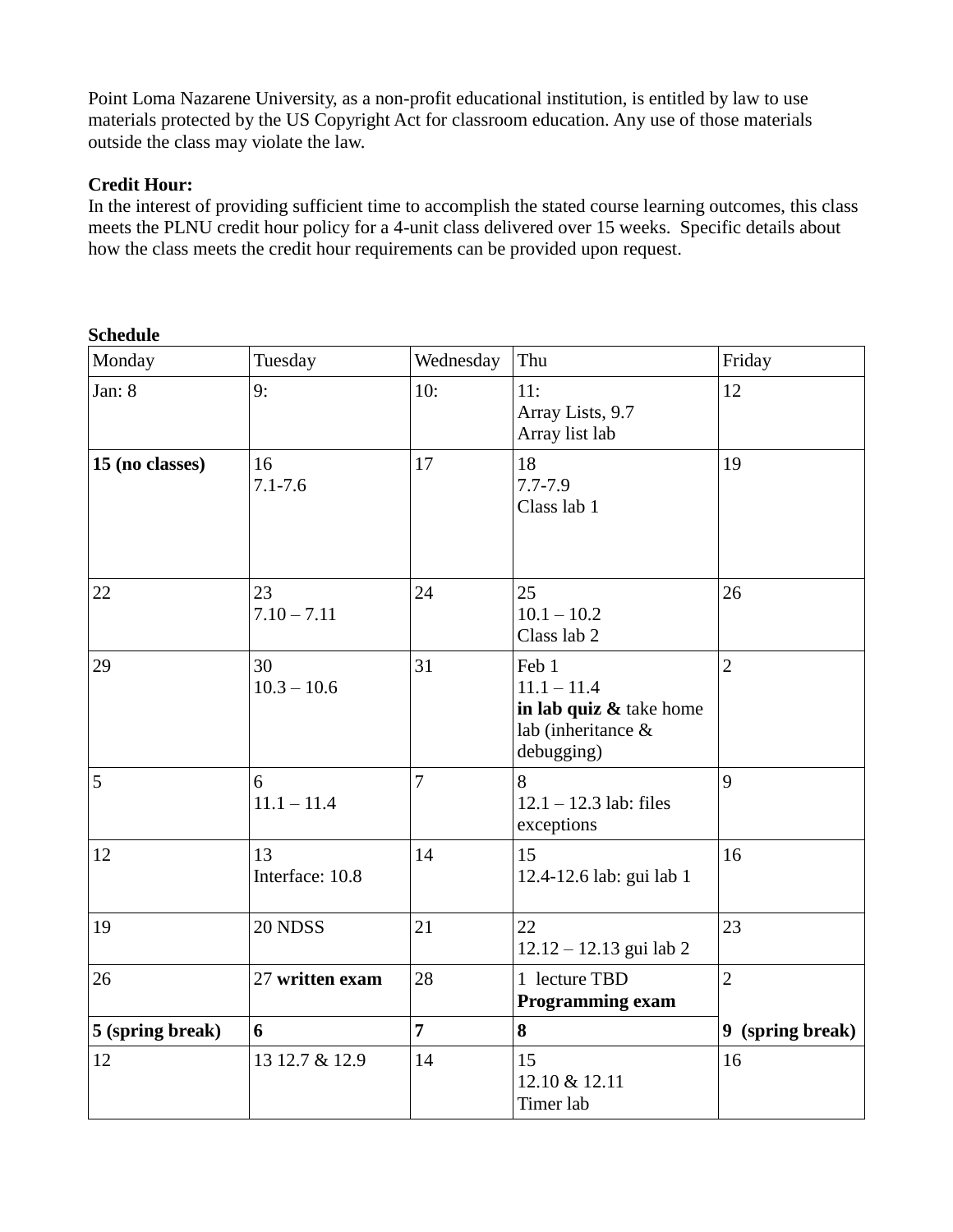Point Loma Nazarene University, as a non-profit educational institution, is entitled by law to use materials protected by the US Copyright Act for classroom education. Any use of those materials outside the class may violate the law.

**Credit Hour:**
In the interest of providing sufficient time to accomplish the stated course learning outcomes, this class meets the PLNU credit hour policy for a 4-unit class delivered over 15 weeks. Specific details about how the class meets the credit hour requirements can be provided upon request.

**Schedule**

| Monday | Tuesday | Wednesday | Thu | Friday |
|---|---|---|---|---|
| Jan: 8 | 9: | 10: | 11:<br>Array Lists, 9.7<br>Array list lab | 12 |
| **15 (no classes)** | 16<br>7.1-7.6 | 17 | 18<br>7.7-7.9<br>Class lab 1 | 19 |
| 22 | 23<br>7.10 – 7.11 | 24 | 25<br>10.1 – 10.2<br>Class lab 2 | 26 |
| 29 | 30<br>10.3 – 10.6 | 31 | Feb 1<br>11.1 – 11.4<br>**in lab quiz &** take home lab (inheritance & debugging) | 2 |
| 5 | 6<br>11.1 – 11.4 | 7 | 8<br>12.1 – 12.3 lab: files exceptions | 9 |
| 12 | 13<br>Interface: 10.8 | 14 | 15<br>12.4-12.6 lab: gui lab 1 | 16 |
| 19 | 20 NDSS | 21 | 22<br>12.12 – 12.13 gui lab 2 | 23 |
| 26 | 27 **written exam** | 28 | 1 lecture TBD<br>**Programming exam** | 2 |
| **5 (spring break)** | **6** | **7** | **8** | **9 (spring break)** |
| 12 | 13 12.7 & 12.9 | 14 | 15<br>12.10 & 12.11<br>Timer lab | 16 |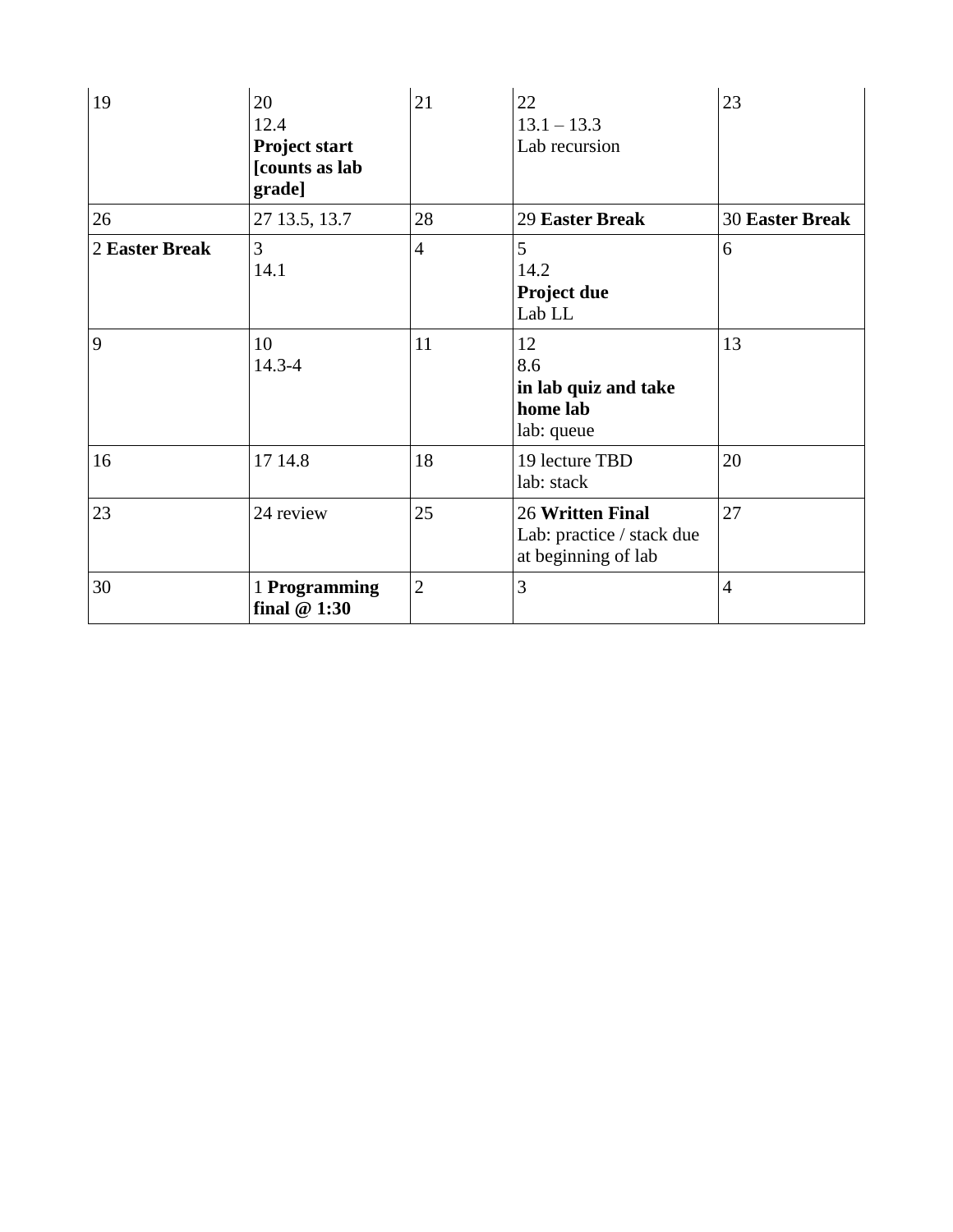| | | | | |
|---|---|---|---|---|
| 19 | 20<br>12.4<br>**Project start [counts as lab grade]** | 21 | 22<br>13.1 – 13.3<br>Lab recursion | 23 |
| 26 | 27 13.5, 13.7 | 28 | 29 **Easter Break** | 30 **Easter Break** |
| 2 **Easter Break** | 3<br>14.1 | 4 | 5<br>14.2<br>**Project due**<br>Lab LL | 6 |
| 9 | 10<br>14.3-4 | 11 | 12<br>8.6<br>**in lab quiz and take home lab**<br>lab: queue | 13 |
| 16 | 17 14.8 | 18 | 19 lecture TBD<br>lab: stack | 20 |
| 23 | 24 review | 25 | 26 **Written Final**<br>Lab: practice / stack due at beginning of lab | 27 |
| 30 | 1 **Programming final @ 1:30** | 2 | 3 | 4 |